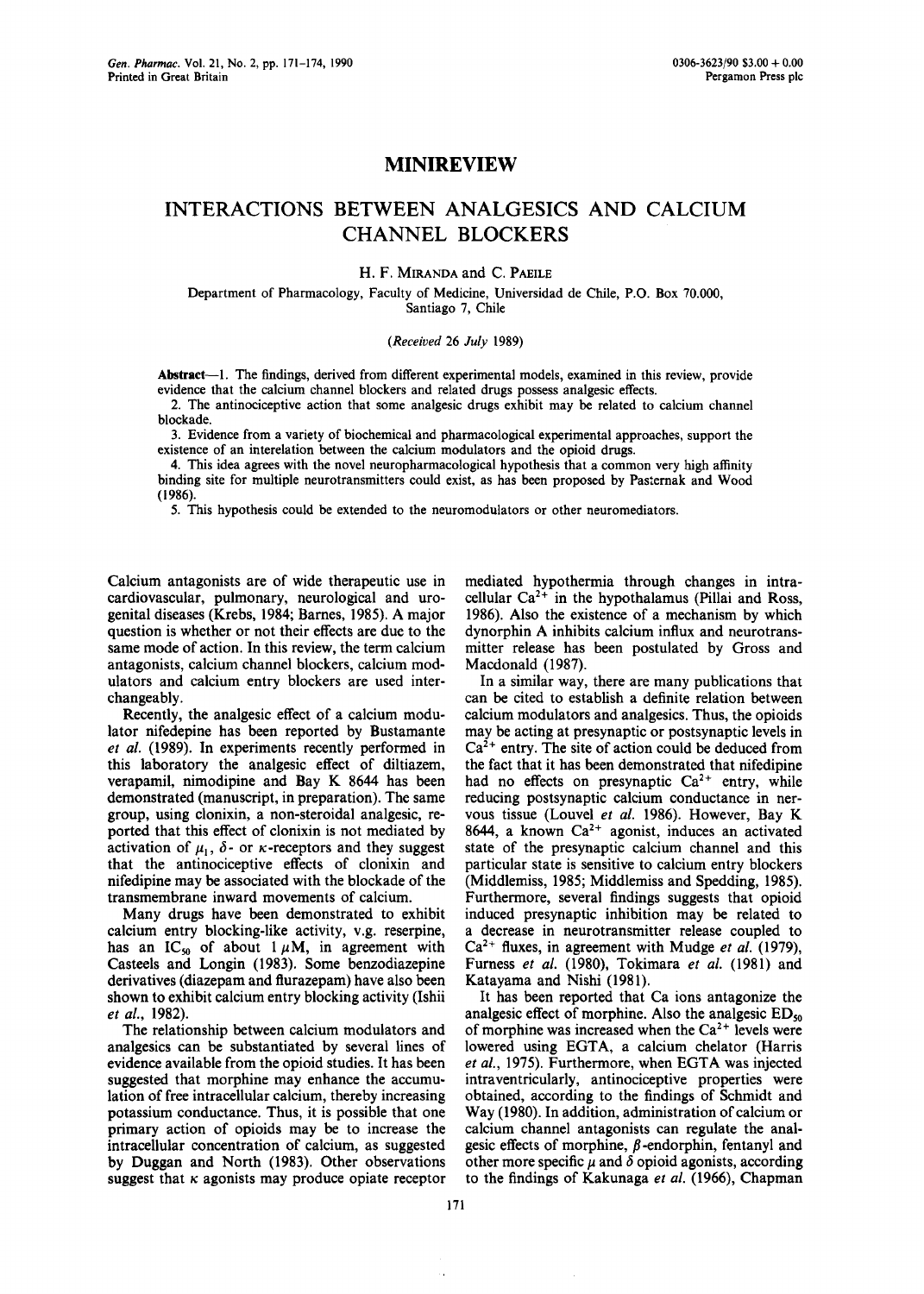# MINIREVIEW

# INTERACTIONS BETWEEN ANALGESICS AND CALCIUM CHANNEL BLOCKERS

H. F. MIRANDA and C. PAEILE

Department of Pharmacology, Faculty of Medicine, Universidad de Chile, P.O. Box 70.000, Santiago 7, Chile

*(Received 26 July 1989)*

**Abstract**—1. The findings, derived from different experimental models, examined in this review, provide evidence that the calcium channel blockers and related drugs possess analgesic effects.

2. The antinociceptive action that some analgesic drugs exhibit may be related to calcium channel blockade.

3. Evidence from a variety of biochemical and pharmacological experimental approaches, support the existence of an interelation between the calcium modulators and the opioid drugs.

4. This idea agrees with the novel neuropharmacological hypothesis that a common very high affinity binding site for multiple neurotransmitters could exist, as has been proposed by Pasternak and Wood (1986).

5. This hypothesis could be extended to the neuromodulators or other neuromediators.

Calcium antagonists are of wide therapeutic use in cardiovascular, pulmonary, neurological and urogenital diseases (Krebs, 1984; Barnes, 1985). A major question is whether or not their effects are due to the same mode of action. In this review, the term calcium antagonists, calcium channel blockers, calcium modulators and calcium entry blockers are used interchangeably.

Recently, the analgesic effect of a calcium modulator nifedepine has been reported by Bustamante *et al.* (1989). In experiments recently performed in this laboratory the analgesic effect of diltiazem, verapamil, nimodipine and Bay K 8644 has been demonstrated (manuscript, in preparation). The same group, using clonixin, a non-steroidal analgesic, reported that this effect of clonixin is not mediated by activation of $\mu_1$, $\delta$- or $\kappa$-receptors and they suggest that the antinociceptive effects of clonixin and nifedipine may be associated with the blockade of the transmembrane inward movements of calcium.

Many drugs have been demonstrated to exhibit calcium entry blocking-like activity, v.g. reserpine, has an $IC_{50}$ of about 1 $\mu$M, in agreement with Casteels and Longin (1983). Some benzodiazepine derivatives (diazepam and flurazepam) have also been shown to exhibit calcium entry blocking activity (Ishii *et al.*, 1982).

The relationship between calcium modulators and analgesics can be substantiated by several lines of evidence available from the opioid studies. It has been suggested that morphine may enhance the accumulation of free intracellular calcium, thereby increasing potassium conductance. Thus, it is possible that one primary action of opioids may be to increase the intracellular concentration of calcium, as suggested by Duggan and North (1983). Other observations suggest that $\kappa$ agonists may produce opiate receptor mediated hypothermia through changes in intracellular $Ca^{2+}$ in the hypothalamus (Pillai and Ross, 1986). Also the existence of a mechanism by which dynorphin A inhibits calcium influx and neurotransmitter release has been postulated by Gross and Macdonald (1987).

In a similar way, there are many publications that can be cited to establish a definite relation between calcium modulators and analgesics. Thus, the opioids may be acting at presynaptic or postsynaptic levels in $Ca^{2+}$ entry. The site of action could be deduced from the fact that it has been demonstrated that nifedipine had no effects on presynaptic $Ca^{2+}$ entry, while reducing postsynaptic calcium conductance in nervous tissue (Louvel *et al.* 1986). However, Bay K 8644, a known $Ca^{2+}$ agonist, induces an activated state of the presynaptic calcium channel and this particular state is sensitive to calcium entry blockers (Middlemiss, 1985; Middlemiss and Spedding, 1985). Furthermore, several findings suggests that opioid induced presynaptic inhibition may be related to a decrease in neurotransmitter release coupled to $Ca^{2+}$ fluxes, in agreement with Mudge *et al.* (1979), Furness *et al.* (1980), Tokimara *et al.* (1981) and Katayama and Nishi (1981).

It has been reported that Ca ions antagonize the analgesic effect of morphine. Also the analgesic $ED_{50}$ of morphine was increased when the $Ca^{2+}$ levels were lowered using EGTA, a calcium chelator (Harris *et al.*, 1975). Furthermore, when EGTA was injected intraventricularly, antinociceptive properties were obtained, according to the findings of Schmidt and Way (1980). In addition, administration of calcium or calcium channel antagonists can regulate the analgesic effects of morphine, $\beta$-endorphin, fentanyl and other more specific $\mu$ and $\delta$ opioid agonists, according to the findings of Kakunaga *et al.* (1966), Chapman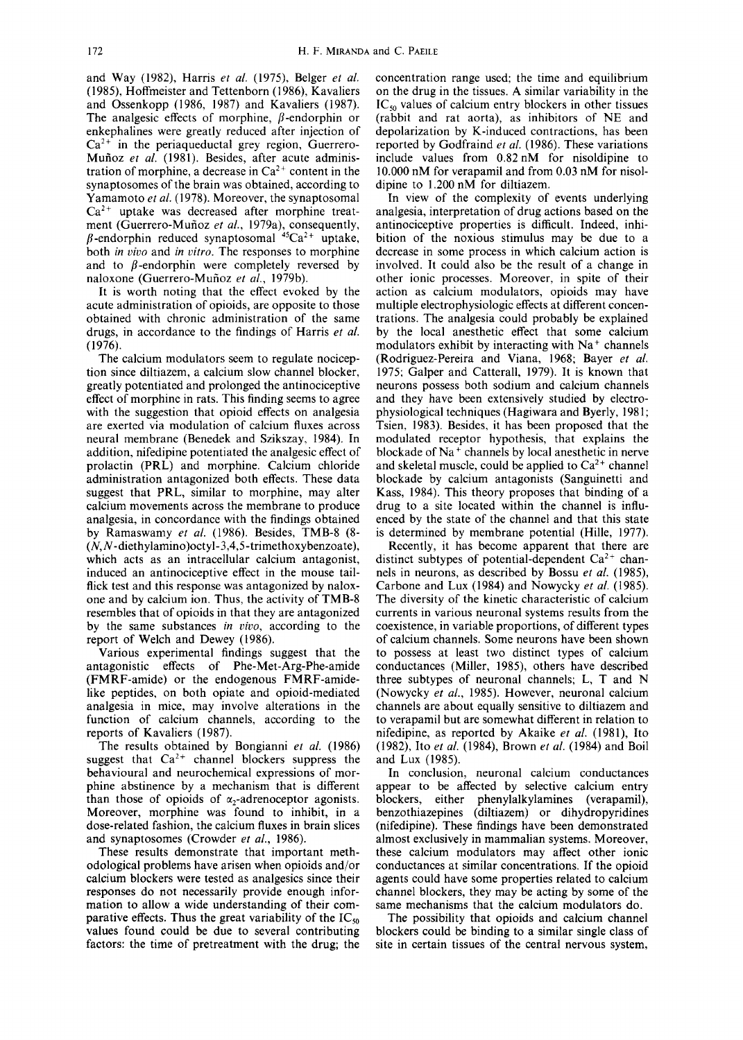and Way (1982), Harris *et al.* (1975), Belger *et al.* (1985), Hoffmeister and Tettenborn (1986), Kavaliers and Ossenkopp (1986, 1987) and Kavaliers (1987). The analgesic effects of morphine, β-endorphin or enkephalines were greatly reduced after injection of $Ca^{2+}$ in the periaqueductal grey region, Guerrero-Muñoz *et al.* (1981). Besides, after acute administration of morphine, a decrease in $Ca^{2+}$ content in the synaptosomes of the brain was obtained, according to Yamamoto *et al.* (1978). Moreover, the synaptosomal $Ca^{2+}$ uptake was decreased after morphine treatment (Guerrero-Muñoz *et al.*, 1979a), consequently, β-endorphin reduced synaptosomal $^{45}Ca^{2+}$ uptake, both *in vivo* and *in vitro*. The responses to morphine and to β-endorphin were completely reversed by naloxone (Guerrero-Muñoz *et al.*, 1979b).

It is worth noting that the effect evoked by the acute administration of opioids, are opposite to those obtained with chronic administration of the same drugs, in accordance to the findings of Harris *et al.* (1976).

The calcium modulators seem to regulate nociception since diltiazem, a calcium slow channel blocker, greatly potentiated and prolonged the antinociceptive effect of morphine in rats. This finding seems to agree with the suggestion that opioid effects on analgesia are exerted via modulation of calcium fluxes across neural membrane (Benedek and Szikszay, 1984). In addition, nifedipine potentiated the analgesic effect of prolactin (PRL) and morphine. Calcium chloride administration antagonized both effects. These data suggest that PRL, similar to morphine, may alter calcium movements across the membrane to produce analgesia, in concordance with the findings obtained by Ramaswamy *et al.* (1986). Besides, TMB-8 (8-(*N*,*N*-diethylamino)octyl-3,4,5-trimethoxybenzoate), which acts as an intracellular calcium antagonist, induced an antinociceptive effect in the mouse tail-flick test and this response was antagonized by naloxone and by calcium ion. Thus, the activity of TMB-8 resembles that of opioids in that they are antagonized by the same substances *in vivo*, according to the report of Welch and Dewey (1986).

Various experimental findings suggest that the antagonistic effects of Phe-Met-Arg-Phe-amide (FMRF-amide) or the endogenous FMRF-amide-like peptides, on both opiate and opioid-mediated analgesia in mice, may involve alterations in the function of calcium channels, according to the reports of Kavaliers (1987).

The results obtained by Bongianni *et al.* (1986) suggest that $Ca^{2+}$ channel blockers suppress the behavioural and neurochemical expressions of morphine abstinence by a mechanism that is different than those of opioids of $\alpha_2$-adrenoceptor agonists. Moreover, morphine was found to inhibit, in a dose-related fashion, the calcium fluxes in brain slices and synaptosomes (Crowder *et al.*, 1986).

These results demonstrate that important methodological problems have arisen when opioids and/or calcium blockers were tested as analgesics since their responses do not necessarily provide enough information to allow a wide understanding of their comparative effects. Thus the great variability of the $IC_{50}$ values found could be due to several contributing factors: the time of pretreatment with the drug; the concentration range used; the time and equilibrium on the drug in the tissues. A similar variability in the $IC_{50}$ values of calcium entry blockers in other tissues (rabbit and rat aorta), as inhibitors of NE and depolarization by K-induced contractions, has been reported by Godfraind *et al.* (1986). These variations include values from 0.82 nM for nisoldipine to 10.000 nM for verapamil and from 0.03 nM for nisoldipine to 1.200 nM for diltiazem.

In view of the complexity of events underlying analgesia, interpretation of drug actions based on the antinociceptive properties is difficult. Indeed, inhibition of the noxious stimulus may be due to a decrease in some process in which calcium action is involved. It could also be the result of a change in other ionic processes. Moreover, in spite of their action as calcium modulators, opioids may have multiple electrophysiologic effects at different concentrations. The analgesia could probably be explained by the local anesthetic effect that some calcium modulators exhibit by interacting with $Na^+$ channels (Rodriguez-Pereira and Viana, 1968; Bayer *et al.* 1975; Galper and Catterall, 1979). It is known that neurons possess both sodium and calcium channels and they have been extensively studied by electrophysiological techniques (Hagiwara and Byerly, 1981; Tsien, 1983). Besides, it has been proposed that the modulated receptor hypothesis, that explains the blockade of $Na^+$ channels by local anesthetic in nerve and skeletal muscle, could be applied to $Ca^{2+}$ channel blockade by calcium antagonists (Sanguinetti and Kass, 1984). This theory proposes that binding of a drug to a site located within the channel is influenced by the state of the channel and that this state is determined by membrane potential (Hille, 1977).

Recently, it has become apparent that there are distinct subtypes of potential-dependent $Ca^{2+}$ channels in neurons, as described by Bossu *et al.* (1985), Carbone and Lux (1984) and Nowycky *et al.* (1985). The diversity of the kinetic characteristic of calcium currents in various neuronal systems results from the coexistence, in variable proportions, of different types of calcium channels. Some neurons have been shown to possess at least two distinct types of calcium conductances (Miller, 1985), others have described three subtypes of neuronal channels; L, T and N (Nowycky *et al.*, 1985). However, neuronal calcium channels are about equally sensitive to diltiazem and to verapamil but are somewhat different in relation to nifedipine, as reported by Akaike *et al.* (1981), Ito (1982), Ito *et al.* (1984), Brown *et al.* (1984) and Boil and Lux (1985).

In conclusion, neuronal calcium conductances appear to be affected by selective calcium entry blockers, either phenylalkylamines (verapamil), benzothiazepines (diltiazem) or dihydropyridines (nifedipine). These findings have been demonstrated almost exclusively in mammalian systems. Moreover, these calcium modulators may affect other ionic conductances at similar concentrations. If the opioid agents could have some properties related to calcium channel blockers, they may be acting by some of the same mechanisms that the calcium modulators do.

The possibility that opioids and calcium channel blockers could be binding to a similar single class of site in certain tissues of the central nervous system,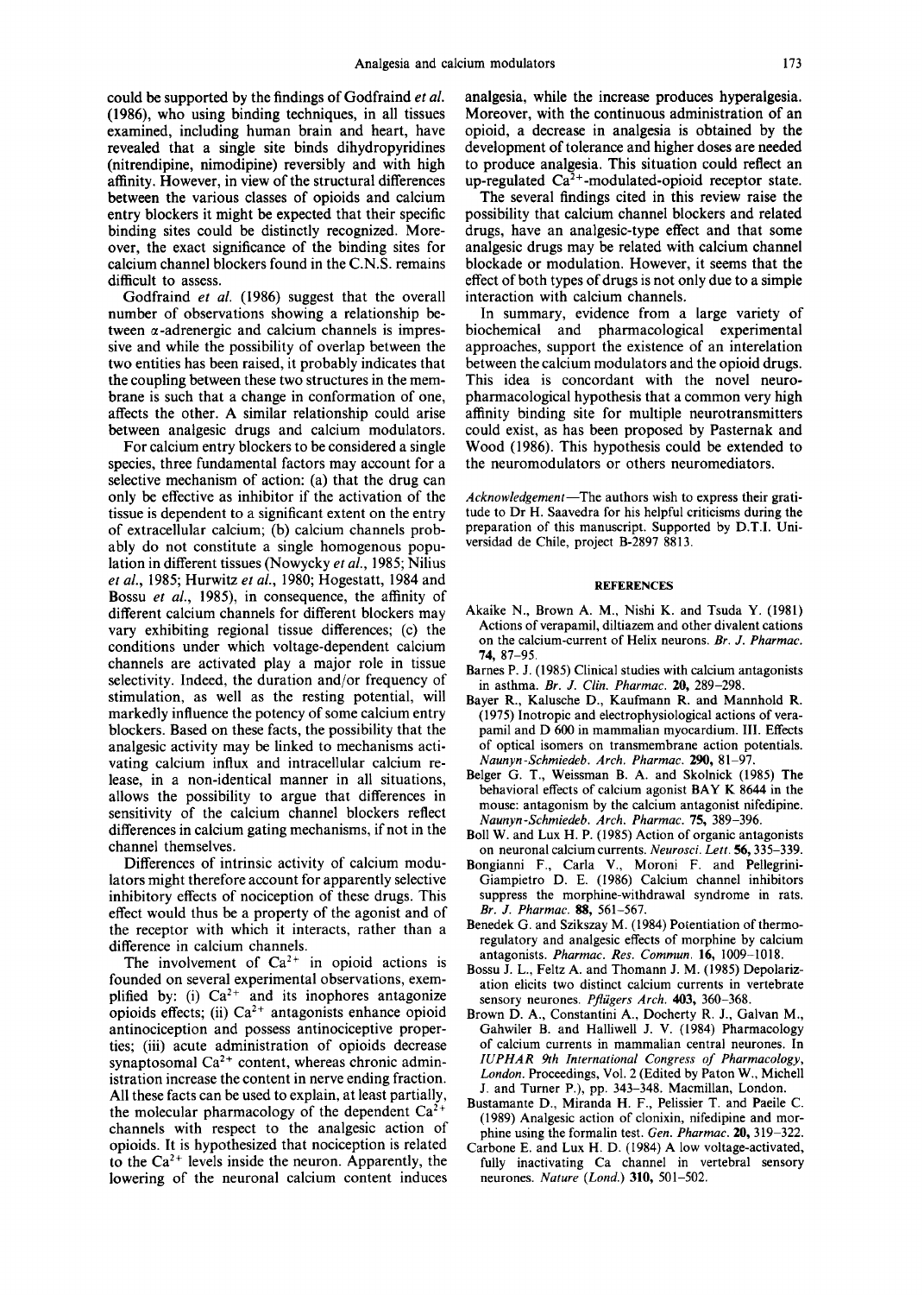could be supported by the findings of Godfraind *et al.* (1986), who using binding techniques, in all tissues examined, including human brain and heart, have revealed that a single site binds dihydropyridines (nitrendipine, nimodipine) reversibly and with high affinity. However, in view of the structural differences between the various classes of opioids and calcium entry blockers it might be expected that their specific binding sites could be distinctly recognized. Moreover, the exact significance of the binding sites for calcium channel blockers found in the C.N.S. remains difficult to assess.

Godfraind *et al.* (1986) suggest that the overall number of observations showing a relationship between α-adrenergic and calcium channels is impressive and while the possibility of overlap between the two entities has been raised, it probably indicates that the coupling between these two structures in the membrane is such that a change in conformation of one, affects the other. A similar relationship could arise between analgesic drugs and calcium modulators.

For calcium entry blockers to be considered a single species, three fundamental factors may account for a selective mechanism of action: (a) that the drug can only be effective as inhibitor if the activation of the tissue is dependent to a significant extent on the entry of extracellular calcium; (b) calcium channels probably do not constitute a single homogenous population in different tissues (Nowycky *et al.*, 1985; Nilius *et al.*, 1985; Hurwitz *et al.*, 1980; Hogestatt, 1984 and Bossu *et al.*, 1985), in consequence, the affinity of different calcium channels for different blockers may vary exhibiting regional tissue differences; (c) the conditions under which voltage-dependent calcium channels are activated play a major role in tissue selectivity. Indeed, the duration and/or frequency of stimulation, as well as the resting potential, will markedly influence the potency of some calcium entry blockers. Based on these facts, the possibility that the analgesic activity may be linked to mechanisms activating calcium influx and intracellular calcium release, in a non-identical manner in all situations, allows the possibility to argue that differences in sensitivity of the calcium channel blockers reflect differences in calcium gating mechanisms, if not in the channel themselves.

Differences of intrinsic activity of calcium modulators might therefore account for apparently selective inhibitory effects of nociception of these drugs. This effect would thus be a property of the agonist and of the receptor with which it interacts, rather than a difference in calcium channels.

The involvement of $Ca^{2+}$ in opioid actions is founded on several experimental observations, exemplified by: (i) $Ca^{2+}$ and its inophores antagonize opioids effects; (ii) $Ca^{2+}$ antagonists enhance opioid antinociception and possess antinociceptive properties; (iii) acute administration of opioids decrease synaptosomal $Ca^{2+}$ content, whereas chronic administration increase the content in nerve ending fraction. All these facts can be used to explain, at least partially, the molecular pharmacology of the dependent $Ca^{2+}$ channels with respect to the analgesic action of opioids. It is hypothesized that nociception is related to the $Ca^{2+}$ levels inside the neuron. Apparently, the lowering of the neuronal calcium content induces analgesia, while the increase produces hyperalgesia. Moreover, with the continuous administration of an opioid, a decrease in analgesia is obtained by the development of tolerance and higher doses are needed to produce analgesia. This situation could reflect an up-regulated $Ca^{2+}$-modulated-opioid receptor state.

The several findings cited in this review raise the possibility that calcium channel blockers and related drugs, have an analgesic-type effect and that some analgesic drugs may be related with calcium channel blockade or modulation. However, it seems that the effect of both types of drugs is not only due to a simple interaction with calcium channels.

In summary, evidence from a large variety of biochemical and pharmacological experimental approaches, support the existence of an interelation between the calcium modulators and the opioid drugs. This idea is concordant with the novel neuropharmacological hypothesis that a common very high affinity binding site for multiple neurotransmitters could exist, as has been proposed by Pasternak and Wood (1986). This hypothesis could be extended to the neuromodulators or others neuromediators.

*Acknowledgement*—The authors wish to express their gratitude to Dr H. Saavedra for his helpful criticisms during the preparation of this manuscript. Supported by D.T.I. Universidad de Chile, project B-2897 8813.

## REFERENCES

Akaike N., Brown A. M., Nishi K. and Tsuda Y. (1981) Actions of verapamil, diltiazem and other divalent cations on the calcium-current of Helix neurons. *Br. J. Pharmac.* **74,** 87–95.

Barnes P. J. (1985) Clinical studies with calcium antagonists in asthma. *Br. J. Clin. Pharmac.* **20,** 289–298.

Bayer R., Kalusche D., Kaufmann R. and Mannhold R. (1975) Inotropic and electrophysiological actions of verapamil and D 600 in mammalian myocardium. III. Effects of optical isomers on transmembrane action potentials. *Naunyn-Schmiedeb. Arch. Pharmac.* **290,** 81–97.

Belger G. T., Weissman B. A. and Skolnick (1985) The behavioral effects of calcium agonist BAY K 8644 in the mouse: antagonism by the calcium antagonist nifedipine. *Naunyn-Schmiedeb. Arch. Pharmac.* **75,** 389–396.

Boll W. and Lux H. P. (1985) Action of organic antagonists on neuronal calcium currents. *Neurosci. Lett.* **56,** 335–339.

Bongianni F., Carla V., Moroni F. and Pellegrini-Giampietro D. E. (1986) Calcium channel inhibitors suppress the morphine-withdrawal syndrome in rats. *Br. J. Pharmac.* **88,** 561–567.

Benedek G. and Szikszay M. (1984) Potentiation of thermoregulatory and analgesic effects of morphine by calcium antagonists. *Pharmac. Res. Commun.* **16,** 1009–1018.

Bossu J. L., Feltz A. and Thomann J. M. (1985) Depolarization elicits two distinct calcium currents in vertebrate sensory neurones. *Pflügers Arch.* **403,** 360–368.

Brown D. A., Constantini A., Docherty R. J., Galvan M., Gahwiler B. and Halliwell J. V. (1984) Pharmacology of calcium currents in mammalian central neurones. In *IUPHAR 9th International Congress of Pharmacology, London.* Proceedings, Vol. 2 (Edited by Paton W., Michell J. and Turner P.), pp. 343–348. Macmillan, London.

Bustamante D., Miranda H. F., Pelissier T. and Paeile C. (1989) Analgesic action of clonixin, nifedipine and morphine using the formalin test. *Gen. Pharmac.* **20,** 319–322.

Carbone E. and Lux H. D. (1984) A low voltage-activated, fully inactivating Ca channel in vertebral sensory neurones. *Nature (Lond.)* **310,** 501–502.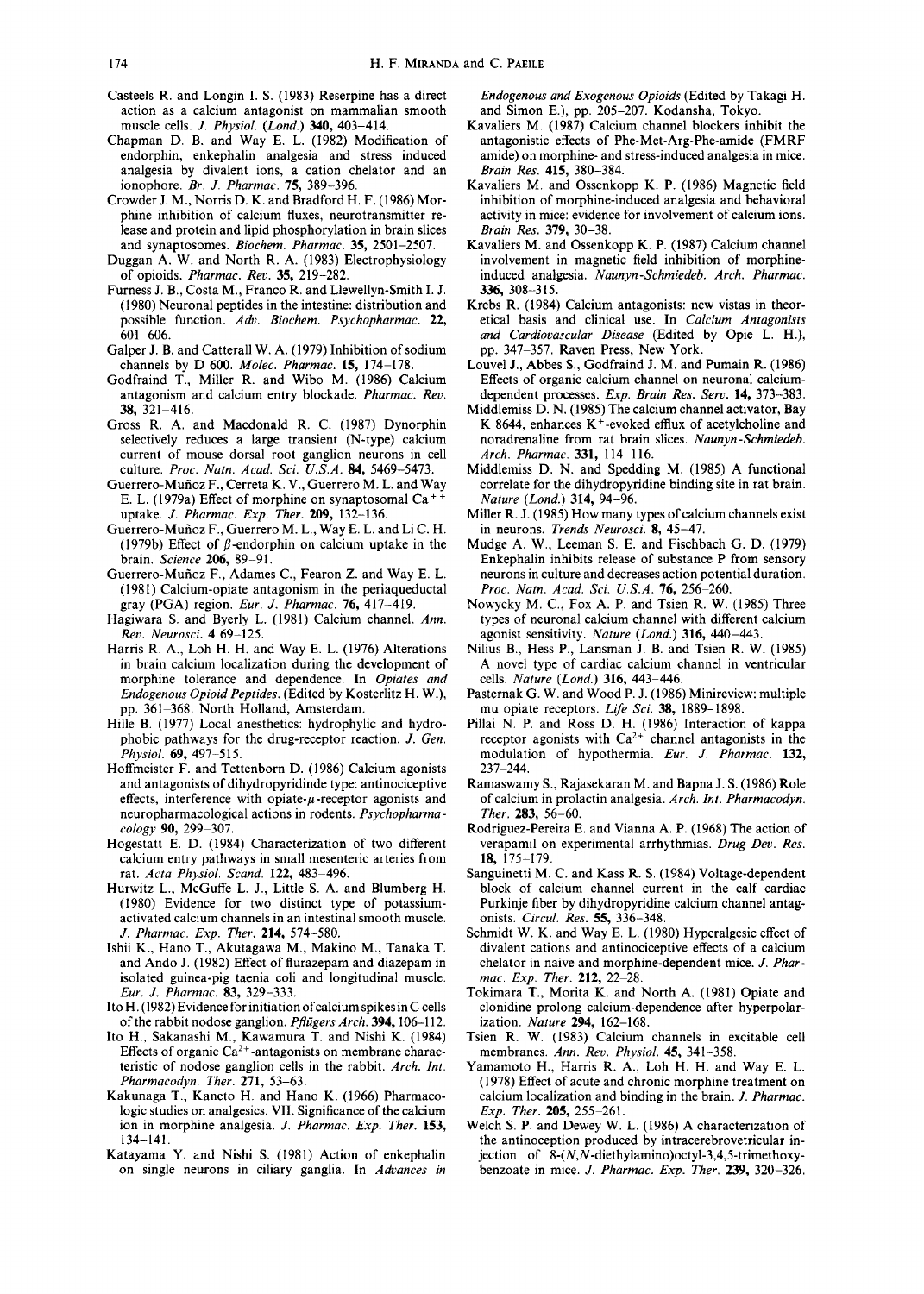Casteels R. and Longin I. S. (1983) Reserpine has a direct action as a calcium antagonist on mammalian smooth muscle cells. *J. Physiol. (Lond.)* **340**, 403–414.

Chapman D. B. and Way E. L. (1982) Modification of endorphin, enkephalin analgesia and stress induced analgesia by divalent ions, a cation chelator and an ionophore. *Br. J. Pharmac.* **75**, 389–396.

Crowder J. M., Norris D. K. and Bradford H. F. (1986) Morphine inhibition of calcium fluxes, neurotransmitter release and protein and lipid phosphorylation in brain slices and synaptosomes. *Biochem. Pharmac.* **35**, 2501–2507.

Duggan A. W. and North R. A. (1983) Electrophysiology of opioids. *Pharmac. Rev.* **35**, 219–282.

Furness J. B., Costa M., Franco R. and Llewellyn-Smith I. J. (1980) Neuronal peptides in the intestine: distribution and possible function. *Adv. Biochem. Psychopharmac.* **22**, 601–606.

Galper J. B. and Catterall W. A. (1979) Inhibition of sodium channels by D 600. *Molec. Pharmac.* **15**, 174–178.

Godfraind T., Miller R. and Wibo M. (1986) Calcium antagonism and calcium entry blockade. *Pharmac. Rev.* **38**, 321–416.

Gross R. A. and Macdonald R. C. (1987) Dynorphin selectively reduces a large transient (N-type) calcium current of mouse dorsal root ganglion neurons in cell culture. *Proc. Natn. Acad. Sci. U.S.A.* **84**, 5469–5473.

Guerrero-Muñoz F., Cerreta K. V., Guerrero M. L. and Way E. L. (1979a) Effect of morphine on synaptosomal $Ca^{++}$ uptake. *J. Pharmac. Exp. Ther.* **209**, 132–136.

Guerrero-Muñoz F., Guerrero M. L., Way E. L. and Li C. H. (1979b) Effect of $\beta$-endorphin on calcium uptake in the brain. *Science* **206**, 89–91.

Guerrero-Muñoz F., Adames C., Fearon Z. and Way E. L. (1981) Calcium-opiate antagonism in the periaqueductal gray (PGA) region. *Eur. J. Pharmac.* **76**, 417–419.

Hagiwara S. and Byerly L. (1981) Calcium channel. *Ann. Rev. Neurosci.* **4** 69–125.

Harris R. A., Loh H. H. and Way E. L. (1976) Alterations in brain calcium localization during the development of morphine tolerance and dependence. In *Opiates and Endogenous Opioid Peptides.* (Edited by Kosterlitz H. W.), pp. 361–368. North Holland, Amsterdam.

Hille B. (1977) Local anesthetics: hydrophylic and hydrophobic pathways for the drug-receptor reaction. *J. Gen. Physiol.* **69**, 497–515.

Hoffmeister F. and Tettenborn D. (1986) Calcium agonists and antagonists of dihydropyridinde type: antinociceptive effects, interference with opiate-$\mu$-receptor agonists and neuropharmacological actions in rodents. *Psychopharmacology* **90**, 299–307.

Hogestatt E. D. (1984) Characterization of two different calcium entry pathways in small mesenteric arteries from rat. *Acta Physiol. Scand.* **122**, 483–496.

Hurwitz L., McGuffe L. J., Little S. A. and Blumberg H. (1980) Evidence for two distinct type of potassium-activated calcium channels in an intestinal smooth muscle. *J. Pharmac. Exp. Ther.* **214**, 574–580.

Ishii K., Hano T., Akutagawa M., Makino M., Tanaka T. and Ando J. (1982) Effect of flurazepam and diazepam in isolated guinea-pig taenia coli and longitudinal muscle. *Eur. J. Pharmac.* **83**, 329–333.

Ito H. (1982) Evidence for initiation of calcium spikes in C-cells of the rabbit nodose ganglion. *Pflügers Arch.* **394**, 106–112.

Ito H., Sakanashi M., Kawamura T. and Nishi K. (1984) Effects of organic $Ca^{2+}$-antagonists on membrane characteristic of nodose ganglion cells in the rabbit. *Arch. Int. Pharmacodyn. Ther.* **271**, 53–63.

Kakunaga T., Kaneto H. and Hano K. (1966) Pharmacologic studies on analgesics. VII. Significance of the calcium ion in morphine analgesia. *J. Pharmac. Exp. Ther.* **153**, 134–141.

Katayama Y. and Nishi S. (1981) Action of enkephalin on single neurons in ciliary ganglia. In *Advances in Endogenous and Exogenous Opioids* (Edited by Takagi H. and Simon E.), pp. 205–207. Kodansha, Tokyo.

Kavaliers M. (1987) Calcium channel blockers inhibit the antagonistic effects of Phe-Met-Arg-Phe-amide (FMRF amide) on morphine- and stress-induced analgesia in mice. *Brain Res.* **415**, 380–384.

Kavaliers M. and Ossenkopp K. P. (1986) Magnetic field inhibition of morphine-induced analgesia and behavioral activity in mice: evidence for involvement of calcium ions. *Brain Res.* **379**, 30–38.

Kavaliers M. and Ossenkopp K. P. (1987) Calcium channel involvement in magnetic field inhibition of morphine-induced analgesia. *Naunyn-Schmiedeb. Arch. Pharmac.* **336**, 308–315.

Krebs R. (1984) Calcium antagonists: new vistas in theoretical basis and clinical use. In *Calcium Antagonists and Cardiovascular Disease* (Edited by Opie L. H.), pp. 347–357. Raven Press, New York.

Louvel J., Abbes S., Godfraind J. M. and Pumain R. (1986) Effects of organic calcium channel on neuronal calcium-dependent processes. *Exp. Brain Res. Serv.* **14**, 373–383.

Middlemiss D. N. (1985) The calcium channel activator, Bay K 8644, enhances $K^+$-evoked efflux of acetylcholine and noradrenaline from rat brain slices. *Naunyn-Schmiedeb. Arch. Pharmac.* **331**, 114–116.

Middlemiss D. N. and Spedding M. (1985) A functional correlate for the dihydropyridine binding site in rat brain. *Nature (Lond.)* **314**, 94–96.

Miller R. J. (1985) How many types of calcium channels exist in neurons. *Trends Neurosci.* **8**, 45–47.

Mudge A. W., Leeman S. E. and Fischbach G. D. (1979) Enkephalin inhibits release of substance P from sensory neurons in culture and decreases action potential duration. *Proc. Natn. Acad. Sci. U.S.A.* **76**, 256–260.

Nowycky M. C., Fox A. P. and Tsien R. W. (1985) Three types of neuronal calcium channel with different calcium agonist sensitivity. *Nature (Lond.)* **316**, 440–443.

Nilius B., Hess P., Lansman J. B. and Tsien R. W. (1985) A novel type of cardiac calcium channel in ventricular cells. *Nature (Lond.)* **316**, 443–446.

Pasternak G. W. and Wood P. J. (1986) Minireview: multiple mu opiate receptors. *Life Sci.* **38**, 1889–1898.

Pillai N. P. and Ross D. H. (1986) Interaction of kappa receptor agonists with $Ca^{2+}$ channel antagonists in the modulation of hypothermia. *Eur. J. Pharmac.* **132**, 237–244.

Ramaswamy S., Rajasekaran M. and Bapna J. S. (1986) Role of calcium in prolactin analgesia. *Arch. Int. Pharmacodyn. Ther.* **283**, 56–60.

Rodriguez-Pereira E. and Vianna A. P. (1968) The action of verapamil on experimental arrhythmias. *Drug Dev. Res.* **18**, 175–179.

Sanguinetti M. C. and Kass R. S. (1984) Voltage-dependent block of calcium channel current in the calf cardiac Purkinje fiber by dihydropyridine calcium channel antagonists. *Circul. Res.* **55**, 336–348.

Schmidt W. K. and Way E. L. (1980) Hyperalgesic effect of divalent cations and antinociceptive effects of a calcium chelator in naive and morphine-dependent mice. *J. Pharmac. Exp. Ther.* **212**, 22–28.

Tokimara T., Morita K. and North A. (1981) Opiate and clonidine prolong calcium-dependence after hyperpolarization. *Nature* **294**, 162–168.

Tsien R. W. (1983) Calcium channels in excitable cell membranes. *Ann. Rev. Physiol.* **45**, 341–358.

Yamamoto H., Harris R. A., Loh H. H. and Way E. L. (1978) Effect of acute and chronic morphine treatment on calcium localization and binding in the brain. *J. Pharmac. Exp. Ther.* **205**, 255–261.

Welch S. P. and Dewey W. L. (1986) A characterization of the antinoception produced by intracerebrovetricular injection of 8-(*N,N*-diethylamino)octyl-3,4,5-trimethoxybenzoate in mice. *J. Pharmac. Exp. Ther.* **239**, 320–326.